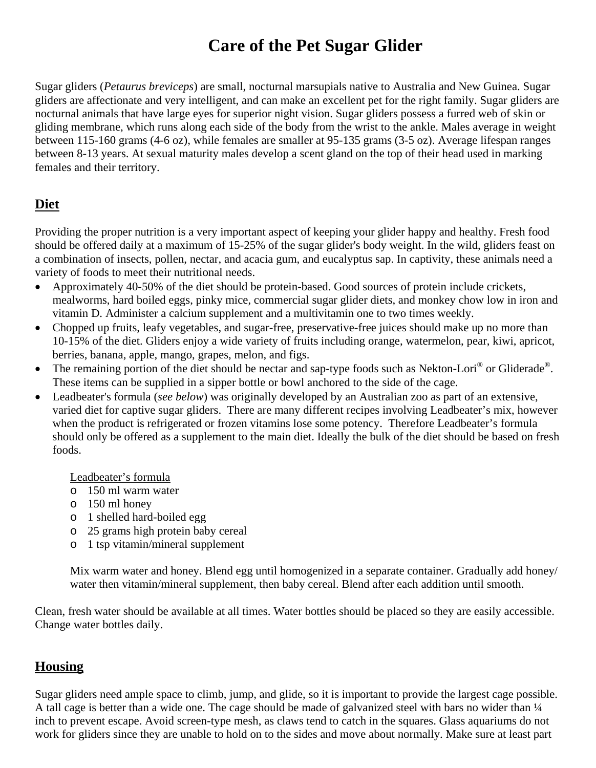# Care of the Pet Sugar Glider

Sugar gliders (*Petaurus breviceps*) are small, nocturnal marsupials native to Australia and New Guinea. Sugar gliders are affectionate and very intelligent, and can make an excellent pet for the right family. Sugar gliders are nocturnal animals that have large eyes for superior night vision. Sugar gliders possess a furred web of skin or gliding membrane, which runs along each side of the body from the wrist to the ankle. Males average in weight between 115-160 grams (4-6 oz), while females are smaller at 95-135 grams (3-5 oz). Average lifespan ranges between 8-13 years. At sexual maturity males develop a scent gland on the top of their head used in marking females and their territory.

## Diet

Providing the proper nutrition is a very important aspect of keeping your glider happy and healthy. Fresh food should be offered daily at a maximum of 15-25% of the sugar glider's body weight. In the wild, gliders feast on a combination of insects, pollen, nectar, and acacia gum, and eucalyptus sap. In captivity, these animals need a variety of foods to meet their nutritional needs.

- Approximately 40-50% of the diet should be protein-based. Good sources of protein include crickets, mealworms, hard boiled eggs, pinky mice, commercial sugar glider diets, and monkey chow low in iron and vitamin D. Administer a calcium supplement and a multivitamin one to two times weekly.
- Chopped up fruits, leafy vegetables, and sugar-free, preservative-free juices should make up no more than 10-15% of the diet. Gliders enjoy a wide variety of fruits including orange, watermelon, pear, kiwi, apricot, berries, banana, apple, mango, grapes, melon, and figs.
- The remaining portion of the diet should be nectar and sap-type foods such as Nekton-Lori® or Gliderade®. These items can be supplied in a sipper bottle or bowl anchored to the side of the cage.
- Leadbeater's formula (*see below*) was originally developed by an Australian zoo as part of an extensive, varied diet for captive sugar gliders. There are many different recipes involving Leadbeater's mix, however when the product is refrigerated or frozen vitamins lose some potency. Therefore Leadbeater's formula should only be offered as a supplement to the main diet. Ideally the bulk of the diet should be based on fresh foods.

  Leadbeater's formula
  - 150 ml warm water
  - 150 ml honey
  - 1 shelled hard-boiled egg
  - 25 grams high protein baby cereal
  - 1 tsp vitamin/mineral supplement

  Mix warm water and honey. Blend egg until homogenized in a separate container. Gradually add honey/ water then vitamin/mineral supplement, then baby cereal. Blend after each addition until smooth.

Clean, fresh water should be available at all times. Water bottles should be placed so they are easily accessible. Change water bottles daily.

## Housing

Sugar gliders need ample space to climb, jump, and glide, so it is important to provide the largest cage possible. A tall cage is better than a wide one. The cage should be made of galvanized steel with bars no wider than ¼ inch to prevent escape. Avoid screen-type mesh, as claws tend to catch in the squares. Glass aquariums do not work for gliders since they are unable to hold on to the sides and move about normally. Make sure at least part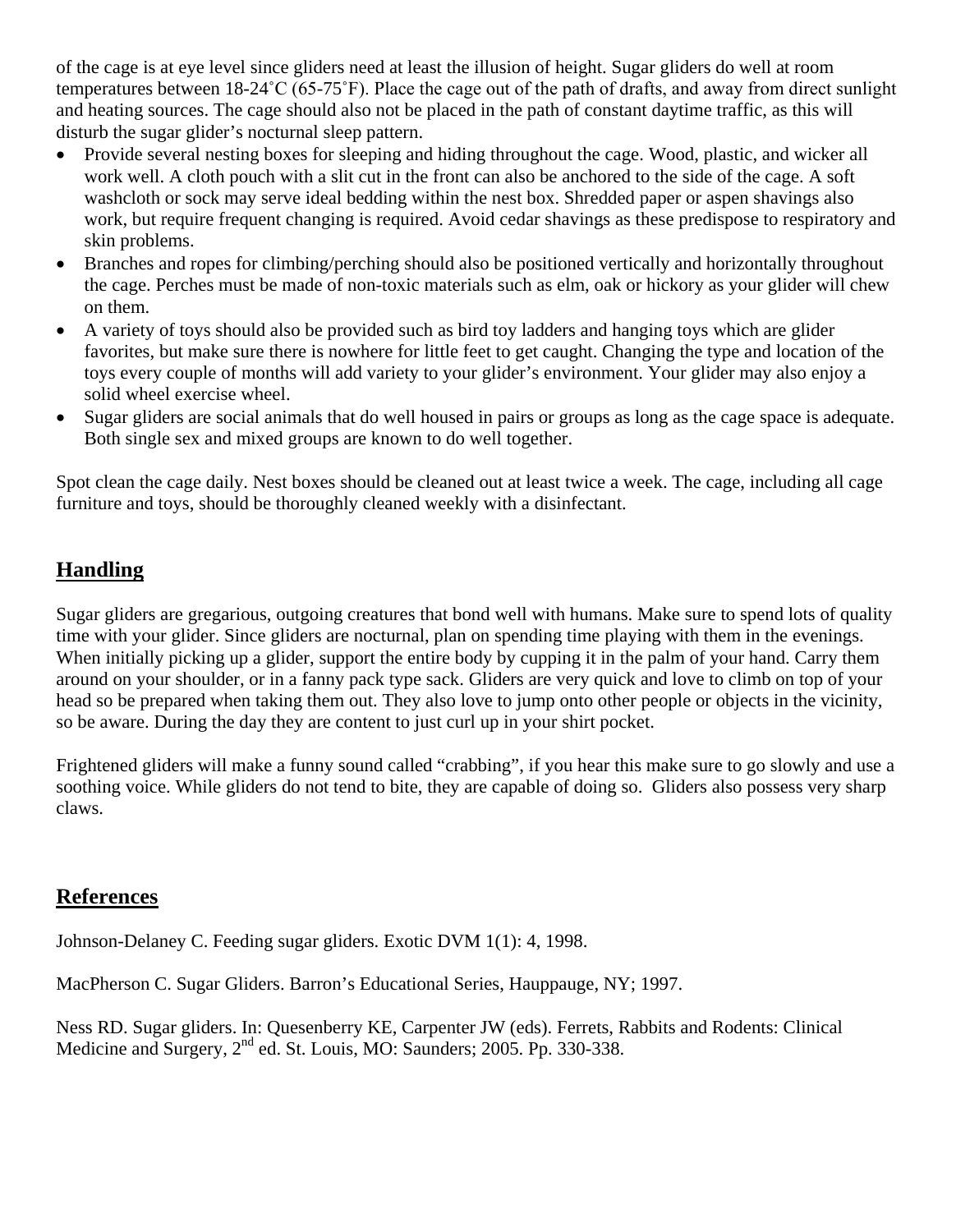of the cage is at eye level since gliders need at least the illusion of height. Sugar gliders do well at room temperatures between 18-24˚C (65-75˚F). Place the cage out of the path of drafts, and away from direct sunlight and heating sources. The cage should also not be placed in the path of constant daytime traffic, as this will disturb the sugar glider's nocturnal sleep pattern.

- Provide several nesting boxes for sleeping and hiding throughout the cage. Wood, plastic, and wicker all work well. A cloth pouch with a slit cut in the front can also be anchored to the side of the cage. A soft washcloth or sock may serve ideal bedding within the nest box. Shredded paper or aspen shavings also work, but require frequent changing is required. Avoid cedar shavings as these predispose to respiratory and skin problems.
- Branches and ropes for climbing/perching should also be positioned vertically and horizontally throughout the cage. Perches must be made of non-toxic materials such as elm, oak or hickory as your glider will chew on them.
- A variety of toys should also be provided such as bird toy ladders and hanging toys which are glider favorites, but make sure there is nowhere for little feet to get caught. Changing the type and location of the toys every couple of months will add variety to your glider's environment. Your glider may also enjoy a solid wheel exercise wheel.
- Sugar gliders are social animals that do well housed in pairs or groups as long as the cage space is adequate. Both single sex and mixed groups are known to do well together.

Spot clean the cage daily. Nest boxes should be cleaned out at least twice a week. The cage, including all cage furniture and toys, should be thoroughly cleaned weekly with a disinfectant.

## Handling

Sugar gliders are gregarious, outgoing creatures that bond well with humans. Make sure to spend lots of quality time with your glider. Since gliders are nocturnal, plan on spending time playing with them in the evenings. When initially picking up a glider, support the entire body by cupping it in the palm of your hand. Carry them around on your shoulder, or in a fanny pack type sack. Gliders are very quick and love to climb on top of your head so be prepared when taking them out. They also love to jump onto other people or objects in the vicinity, so be aware. During the day they are content to just curl up in your shirt pocket.

Frightened gliders will make a funny sound called "crabbing", if you hear this make sure to go slowly and use a soothing voice. While gliders do not tend to bite, they are capable of doing so. Gliders also possess very sharp claws.

## References

Johnson-Delaney C. Feeding sugar gliders. Exotic DVM 1(1): 4, 1998.

MacPherson C. Sugar Gliders. Barron's Educational Series, Hauppauge, NY; 1997.

Ness RD. Sugar gliders. In: Quesenberry KE, Carpenter JW (eds). Ferrets, Rabbits and Rodents: Clinical Medicine and Surgery, 2nd ed. St. Louis, MO: Saunders; 2005. Pp. 330-338.